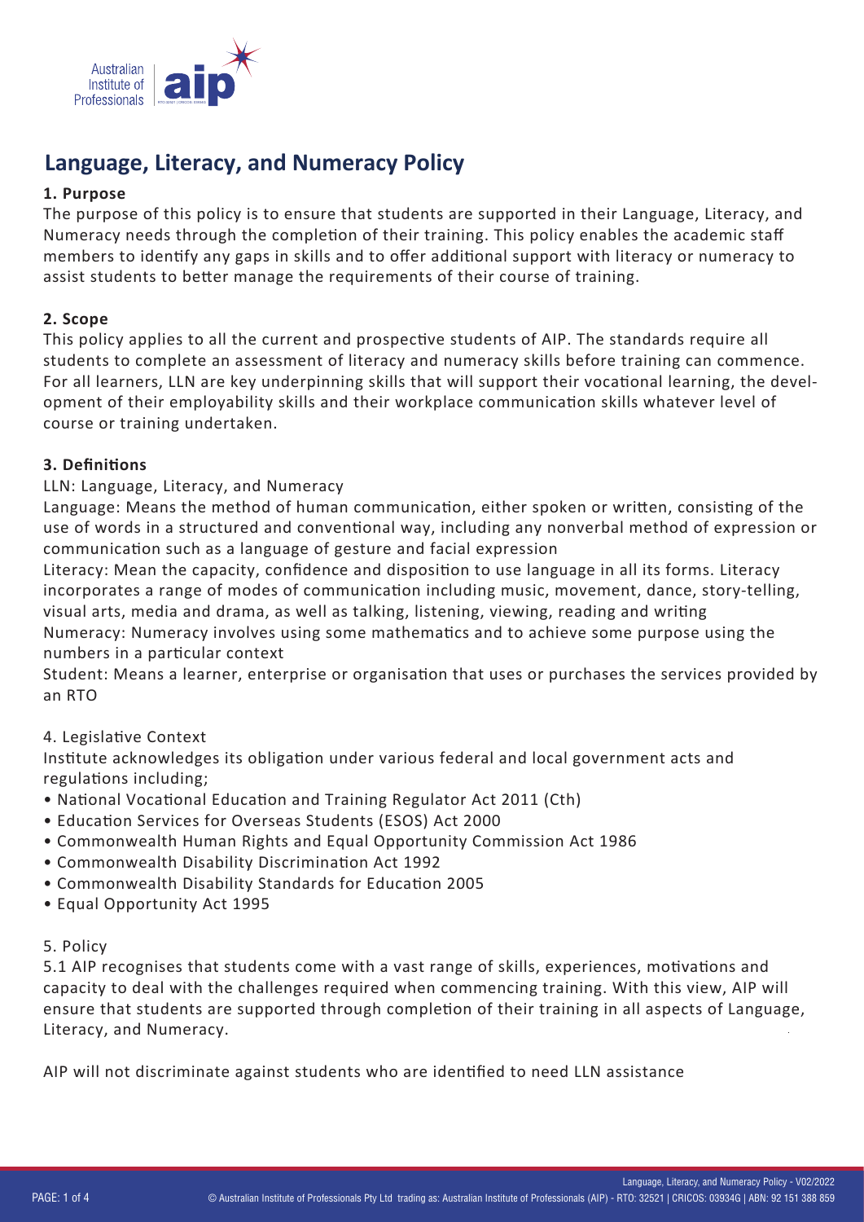# Language, Literacy, and Numeracy Policy

**1. Purpose**

The purpose of this policy is to ensure that students are supported in their Language, Literacy, and Numeracy needs through the completion of their training. This policy enables the academic staff members to identify any gaps in skills and to offer additional support with literacy or numeracy to assist students to better manage the requirements of their course of training.

**2. Scope**

This policy applies to all the current and prospective students of AIP. The standards require all students to complete an assessment of literacy and numeracy skills before training can commence. For all learners, LLN are key underpinning skills that will support their vocational learning, the development of their employability skills and their workplace communication skills whatever level of course or training undertaken.

**3. Definitions**

LLN: Language, Literacy, and Numeracy

Language: Means the method of human communication, either spoken or written, consisting of the use of words in a structured and conventional way, including any nonverbal method of expression or communication such as a language of gesture and facial expression

Literacy: Mean the capacity, confidence and disposition to use language in all its forms. Literacy incorporates a range of modes of communication including music, movement, dance, story-telling, visual arts, media and drama, as well as talking, listening, viewing, reading and writing

Numeracy: Numeracy involves using some mathematics and to achieve some purpose using the numbers in a particular context

Student: Means a learner, enterprise or organisation that uses or purchases the services provided by an RTO

4. Legislative Context

Institute acknowledges its obligation under various federal and local government acts and regulations including;

- National Vocational Education and Training Regulator Act 2011 (Cth)
- Education Services for Overseas Students (ESOS) Act 2000
- Commonwealth Human Rights and Equal Opportunity Commission Act 1986
- Commonwealth Disability Discrimination Act 1992
- Commonwealth Disability Standards for Education 2005
- Equal Opportunity Act 1995

5. Policy

5.1 AIP recognises that students come with a vast range of skills, experiences, motivations and capacity to deal with the challenges required when commencing training. With this view, AIP will ensure that students are supported through completion of their training in all aspects of Language, Literacy, and Numeracy.

AIP will not discriminate against students who are identified to need LLN assistance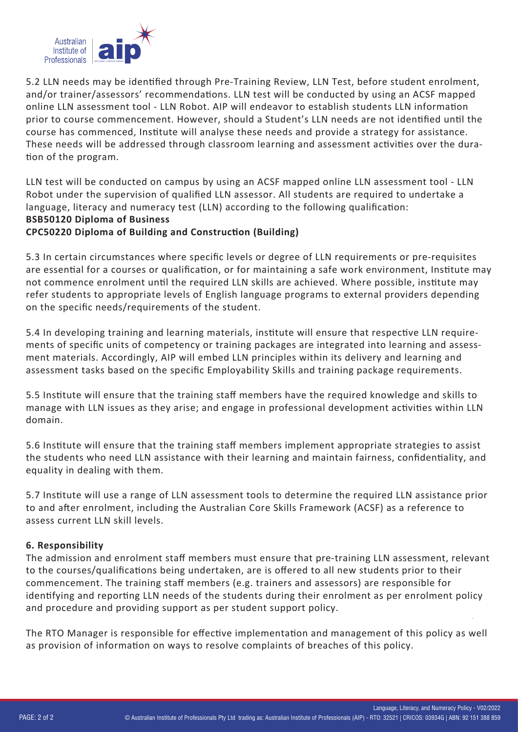5.2 LLN needs may be identified through Pre-Training Review, LLN Test, before student enrolment, and/or trainer/assessors' recommendations. LLN test will be conducted by using an ACSF mapped online LLN assessment tool - LLN Robot. AIP will endeavor to establish students LLN information prior to course commencement. However, should a Student's LLN needs are not identified until the course has commenced, Institute will analyse these needs and provide a strategy for assistance. These needs will be addressed through classroom learning and assessment activities over the duration of the program.

LLN test will be conducted on campus by using an ACSF mapped online LLN assessment tool - LLN Robot under the supervision of qualified LLN assessor. All students are required to undertake a language, literacy and numeracy test (LLN) according to the following qualification:

**BSB50120 Diploma of Business**

**CPC50220 Diploma of Building and Construction (Building)**

5.3 In certain circumstances where specific levels or degree of LLN requirements or pre-requisites are essential for a courses or qualification, or for maintaining a safe work environment, Institute may not commence enrolment until the required LLN skills are achieved. Where possible, institute may refer students to appropriate levels of English language programs to external providers depending on the specific needs/requirements of the student.

5.4 In developing training and learning materials, institute will ensure that respective LLN requirements of specific units of competency or training packages are integrated into learning and assessment materials. Accordingly, AIP will embed LLN principles within its delivery and learning and assessment tasks based on the specific Employability Skills and training package requirements.

5.5 Institute will ensure that the training staff members have the required knowledge and skills to manage with LLN issues as they arise; and engage in professional development activities within LLN domain.

5.6 Institute will ensure that the training staff members implement appropriate strategies to assist the students who need LLN assistance with their learning and maintain fairness, confidentiality, and equality in dealing with them.

5.7 Institute will use a range of LLN assessment tools to determine the required LLN assistance prior to and after enrolment, including the Australian Core Skills Framework (ACSF) as a reference to assess current LLN skill levels.

## 6. Responsibility

The admission and enrolment staff members must ensure that pre-training LLN assessment, relevant to the courses/qualifications being undertaken, are is offered to all new students prior to their commencement. The training staff members (e.g. trainers and assessors) are responsible for identifying and reporting LLN needs of the students during their enrolment as per enrolment policy and procedure and providing support as per student support policy.

The RTO Manager is responsible for effective implementation and management of this policy as well as provision of information on ways to resolve complaints of breaches of this policy.